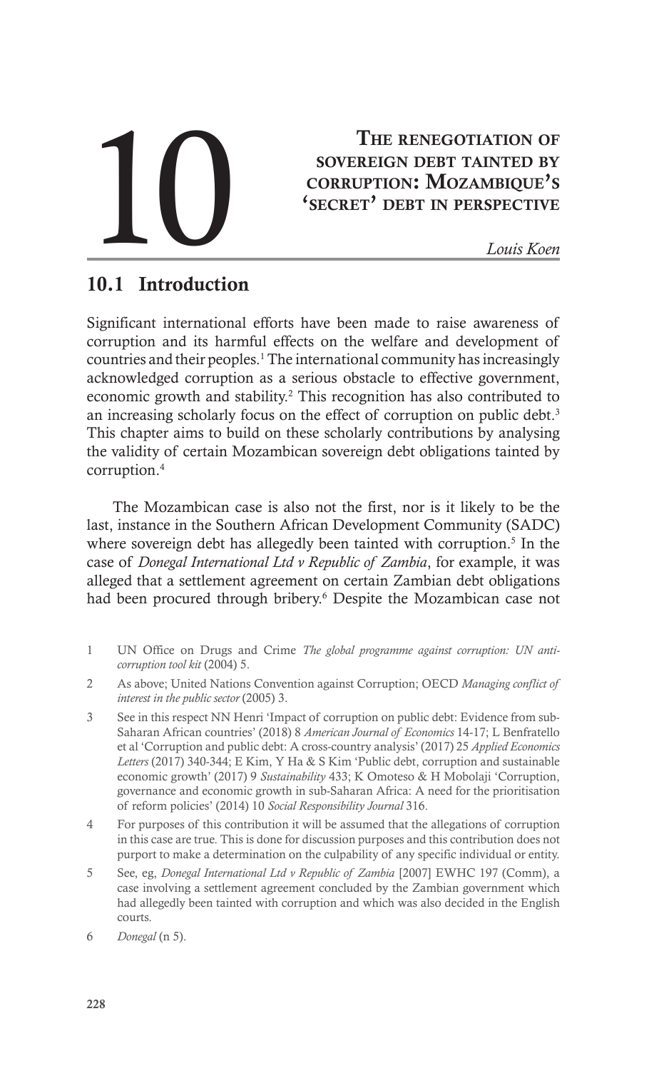# 10 The renegotiation of sovereign debt tainted by corruption: Mozambique's 'secret' debt in perspective

*Louis Koen*

## 10.1 Introduction

Significant international efforts have been made to raise awareness of corruption and its harmful effects on the welfare and development of countries and their peoples.[1] The international community has increasingly acknowledged corruption as a serious obstacle to effective government, economic growth and stability.[2] This recognition has also contributed to an increasing scholarly focus on the effect of corruption on public debt.[3] This chapter aims to build on these scholarly contributions by analysing the validity of certain Mozambican sovereign debt obligations tainted by corruption.[4]

The Mozambican case is also not the first, nor is it likely to be the last, instance in the Southern African Development Community (SADC) where sovereign debt has allegedly been tainted with corruption.[5] In the case of *Donegal International Ltd v Republic of Zambia*, for example, it was alleged that a settlement agreement on certain Zambian debt obligations had been procured through bribery.[6] Despite the Mozambican case not

---

1 UN Office on Drugs and Crime *The global programme against corruption: UN anti-corruption tool kit* (2004) 5.

2 As above; United Nations Convention against Corruption; OECD *Managing conflict of interest in the public sector* (2005) 3.

3 See in this respect NN Henri 'Impact of corruption on public debt: Evidence from sub-Saharan African countries' (2018) 8 *American Journal of Economics* 14-17; L Benfratello et al 'Corruption and public debt: A cross-country analysis' (2017) 25 *Applied Economics Letters* (2017) 340-344; E Kim, Y Ha & S Kim 'Public debt, corruption and sustainable economic growth' (2017) 9 *Sustainability* 433; K Omoteso & H Mobolaji 'Corruption, governance and economic growth in sub-Saharan Africa: A need for the prioritisation of reform policies' (2014) 10 *Social Responsibility Journal* 316.

4 For purposes of this contribution it will be assumed that the allegations of corruption in this case are true. This is done for discussion purposes and this contribution does not purport to make a determination on the culpability of any specific individual or entity.

5 See, eg, *Donegal International Ltd v Republic of Zambia* [2007] EWHC 197 (Comm), a case involving a settlement agreement concluded by the Zambian government which had allegedly been tainted with corruption and which was also decided in the English courts.

6 *Donegal* (n 5).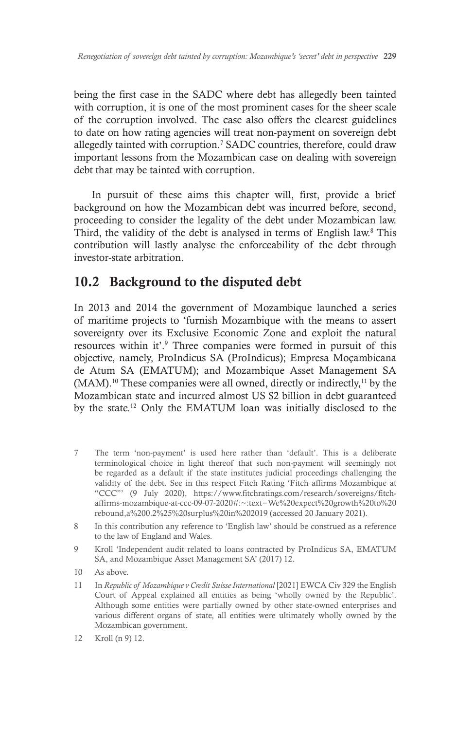being the first case in the SADC where debt has allegedly been tainted with corruption, it is one of the most prominent cases for the sheer scale of the corruption involved. The case also offers the clearest guidelines to date on how rating agencies will treat non-payment on sovereign debt allegedly tainted with corruption.[7] SADC countries, therefore, could draw important lessons from the Mozambican case on dealing with sovereign debt that may be tainted with corruption.

In pursuit of these aims this chapter will, first, provide a brief background on how the Mozambican debt was incurred before, second, proceeding to consider the legality of the debt under Mozambican law. Third, the validity of the debt is analysed in terms of English law.[8] This contribution will lastly analyse the enforceability of the debt through investor-state arbitration.

## 10.2 Background to the disputed debt

In 2013 and 2014 the government of Mozambique launched a series of maritime projects to 'furnish Mozambique with the means to assert sovereignty over its Exclusive Economic Zone and exploit the natural resources within it'.[9] Three companies were formed in pursuit of this objective, namely, ProIndicus SA (ProIndicus); Empresa Moçambicana de Atum SA (EMATUM); and Mozambique Asset Management SA (MAM).[10] These companies were all owned, directly or indirectly,[11] by the Mozambican state and incurred almost US $2 billion in debt guaranteed by the state.[12] Only the EMATUM loan was initially disclosed to the

---

7 The term 'non-payment' is used here rather than 'default'. This is a deliberate terminological choice in light thereof that such non-payment will seemingly not be regarded as a default if the state institutes judicial proceedings challenging the validity of the debt. See in this respect Fitch Rating 'Fitch affirms Mozambique at "CCC"' (9 July 2020), https://www.fitchratings.com/research/sovereigns/fitch-affirms-mozambique-at-ccc-09-07-2020#:~:text=We%20expect%20growth%20to%20rebound,a%200.2%25%20surplus%20in%202019 (accessed 20 January 2021).

8 In this contribution any reference to 'English law' should be construed as a reference to the law of England and Wales.

9 Kroll 'Independent audit related to loans contracted by ProIndicus SA, EMATUM SA, and Mozambique Asset Management SA' (2017) 12.

10 As above.

11 In *Republic of Mozambique v Credit Suisse International* [2021] EWCA Civ 329 the English Court of Appeal explained all entities as being 'wholly owned by the Republic'. Although some entities were partially owned by other state-owned enterprises and various different organs of state, all entities were ultimately wholly owned by the Mozambican government.

12 Kroll (n 9) 12.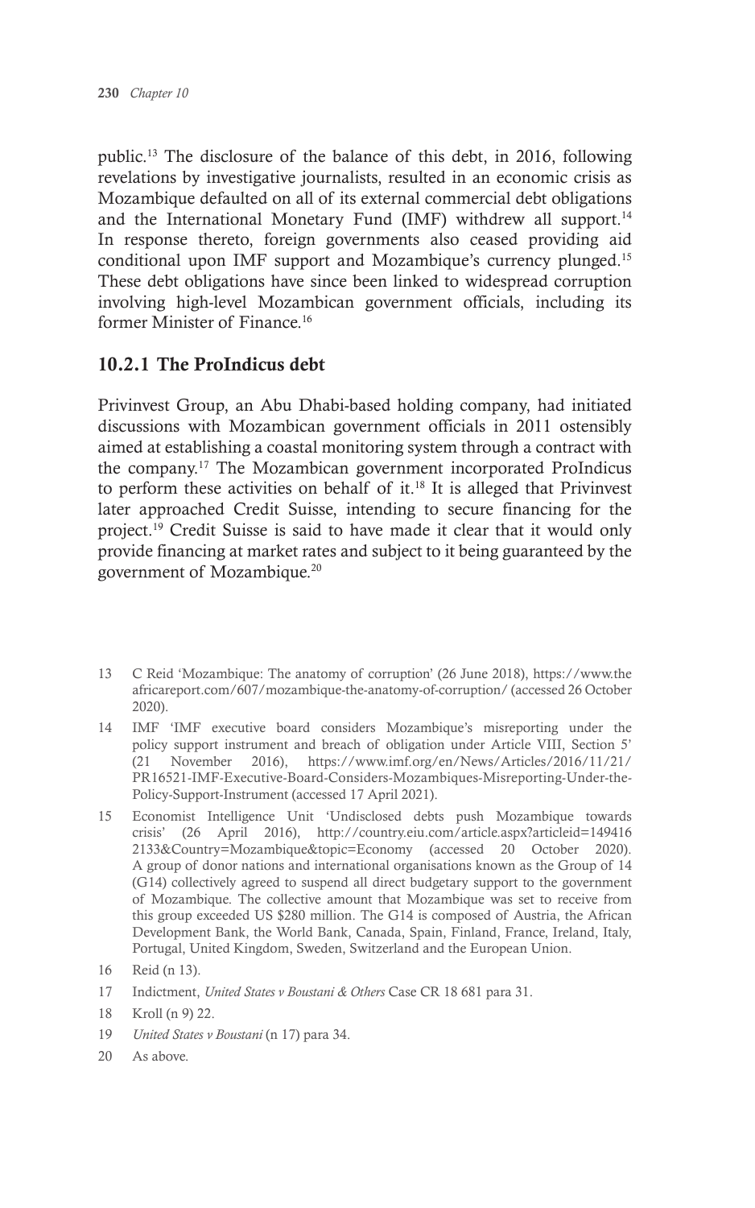public.[13] The disclosure of the balance of this debt, in 2016, following revelations by investigative journalists, resulted in an economic crisis as Mozambique defaulted on all of its external commercial debt obligations and the International Monetary Fund (IMF) withdrew all support.[14] In response thereto, foreign governments also ceased providing aid conditional upon IMF support and Mozambique's currency plunged.[15] These debt obligations have since been linked to widespread corruption involving high-level Mozambican government officials, including its former Minister of Finance.[16]

### 10.2.1 The ProIndicus debt

Privinvest Group, an Abu Dhabi-based holding company, had initiated discussions with Mozambican government officials in 2011 ostensibly aimed at establishing a coastal monitoring system through a contract with the company.[17] The Mozambican government incorporated ProIndicus to perform these activities on behalf of it.[18] It is alleged that Privinvest later approached Credit Suisse, intending to secure financing for the project.[19] Credit Suisse is said to have made it clear that it would only provide financing at market rates and subject to it being guaranteed by the government of Mozambique.[20]

---

13 C Reid 'Mozambique: The anatomy of corruption' (26 June 2018), https://www.theafricareport.com/607/mozambique-the-anatomy-of-corruption/ (accessed 26 October 2020).

14 IMF 'IMF executive board considers Mozambique's misreporting under the policy support instrument and breach of obligation under Article VIII, Section 5' (21 November 2016), https://www.imf.org/en/News/Articles/2016/11/21/PR16521-IMF-Executive-Board-Considers-Mozambiques-Misreporting-Under-the-Policy-Support-Instrument (accessed 17 April 2021).

15 Economist Intelligence Unit 'Undisclosed debts push Mozambique towards crisis' (26 April 2016), http://country.eiu.com/article.aspx?articleid=1494162133&Country=Mozambique&topic=Economy (accessed 20 October 2020). A group of donor nations and international organisations known as the Group of 14 (G14) collectively agreed to suspend all direct budgetary support to the government of Mozambique. The collective amount that Mozambique was set to receive from this group exceeded US $280 million. The G14 is composed of Austria, the African Development Bank, the World Bank, Canada, Spain, Finland, France, Ireland, Italy, Portugal, United Kingdom, Sweden, Switzerland and the European Union.

16 Reid (n 13).

17 Indictment, *United States v Boustani & Others* Case CR 18 681 para 31.

18 Kroll (n 9) 22.

19 *United States v Boustani* (n 17) para 34.

20 As above.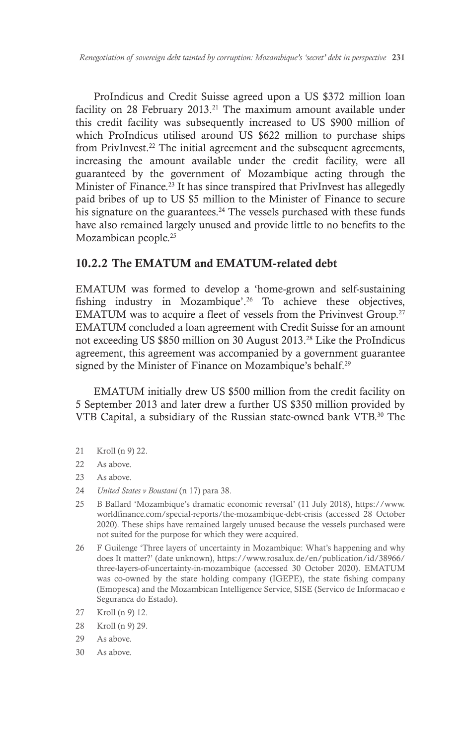ProIndicus and Credit Suisse agreed upon a US \$372 million loan facility on 28 February 2013.[21] The maximum amount available under this credit facility was subsequently increased to US \$900 million of which ProIndicus utilised around US \$622 million to purchase ships from PrivInvest.[22] The initial agreement and the subsequent agreements, increasing the amount available under the credit facility, were all guaranteed by the government of Mozambique acting through the Minister of Finance.[23] It has since transpired that PrivInvest has allegedly paid bribes of up to US \$5 million to the Minister of Finance to secure his signature on the guarantees.[24] The vessels purchased with these funds have also remained largely unused and provide little to no benefits to the Mozambican people.[25]

## 10.2.2 The EMATUM and EMATUM-related debt

EMATUM was formed to develop a 'home-grown and self-sustaining fishing industry in Mozambique'.[26] To achieve these objectives, EMATUM was to acquire a fleet of vessels from the Privinvest Group.[27] EMATUM concluded a loan agreement with Credit Suisse for an amount not exceeding US \$850 million on 30 August 2013.[28] Like the ProIndicus agreement, this agreement was accompanied by a government guarantee signed by the Minister of Finance on Mozambique's behalf.[29]

EMATUM initially drew US \$500 million from the credit facility on 5 September 2013 and later drew a further US \$350 million provided by VTB Capital, a subsidiary of the Russian state-owned bank VTB.[30] The

21 Kroll (n 9) 22.

22 As above.

23 As above.

24 *United States v Boustani* (n 17) para 38.

25 B Ballard 'Mozambique's dramatic economic reversal' (11 July 2018), https://www.worldfinance.com/special-reports/the-mozambique-debt-crisis (accessed 28 October 2020). These ships have remained largely unused because the vessels purchased were not suited for the purpose for which they were acquired.

26 F Guilenge 'Three layers of uncertainty in Mozambique: What's happening and why does It matter?' (date unknown), https://www.rosalux.de/en/publication/id/38966/three-layers-of-uncertainty-in-mozambique (accessed 30 October 2020). EMATUM was co-owned by the state holding company (IGEPE), the state fishing company (Emopesca) and the Mozambican Intelligence Service, SISE (Servico de Informacao e Seguranca do Estado).

27 Kroll (n 9) 12.

28 Kroll (n 9) 29.

29 As above.

30 As above.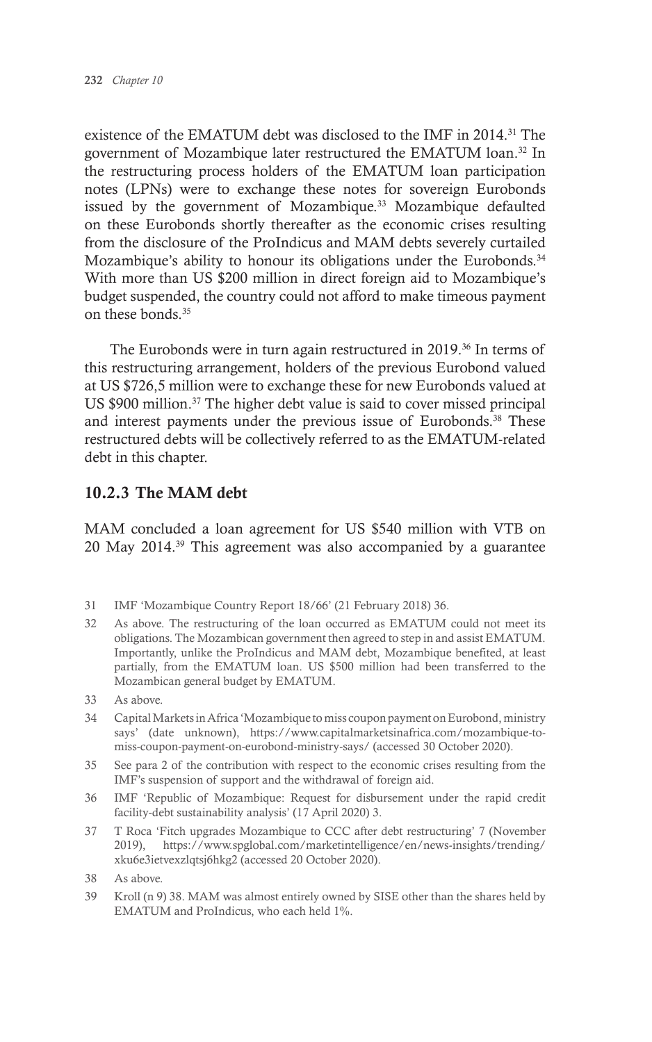existence of the EMATUM debt was disclosed to the IMF in 2014.[31] The government of Mozambique later restructured the EMATUM loan.[32] In the restructuring process holders of the EMATUM loan participation notes (LPNs) were to exchange these notes for sovereign Eurobonds issued by the government of Mozambique.[33] Mozambique defaulted on these Eurobonds shortly thereafter as the economic crises resulting from the disclosure of the ProIndicus and MAM debts severely curtailed Mozambique's ability to honour its obligations under the Eurobonds.[34] With more than US $200 million in direct foreign aid to Mozambique's budget suspended, the country could not afford to make timeous payment on these bonds.[35]

The Eurobonds were in turn again restructured in 2019.[36] In terms of this restructuring arrangement, holders of the previous Eurobond valued at US $726,5 million were to exchange these for new Eurobonds valued at US $900 million.[37] The higher debt value is said to cover missed principal and interest payments under the previous issue of Eurobonds.[38] These restructured debts will be collectively referred to as the EMATUM-related debt in this chapter.

### 10.2.3 The MAM debt

MAM concluded a loan agreement for US $540 million with VTB on 20 May 2014.[39] This agreement was also accompanied by a guarantee

---

31 IMF 'Mozambique Country Report 18/66' (21 February 2018) 36.

32 As above. The restructuring of the loan occurred as EMATUM could not meet its obligations. The Mozambican government then agreed to step in and assist EMATUM. Importantly, unlike the ProIndicus and MAM debt, Mozambique benefited, at least partially, from the EMATUM loan. US $500 million had been transferred to the Mozambican general budget by EMATUM.

33 As above.

34 Capital Markets in Africa 'Mozambique to miss coupon payment on Eurobond, ministry says' (date unknown), https://www.capitalmarketsinafrica.com/mozambique-to-miss-coupon-payment-on-eurobond-ministry-says/ (accessed 30 October 2020).

35 See para 2 of the contribution with respect to the economic crises resulting from the IMF's suspension of support and the withdrawal of foreign aid.

36 IMF 'Republic of Mozambique: Request for disbursement under the rapid credit facility-debt sustainability analysis' (17 April 2020) 3.

37 T Roca 'Fitch upgrades Mozambique to CCC after debt restructuring' 7 (November 2019), https://www.spglobal.com/marketintelligence/en/news-insights/trending/xku6e3ietvexzlqtsj6hkg2 (accessed 20 October 2020).

38 As above.

39 Kroll (n 9) 38. MAM was almost entirely owned by SISE other than the shares held by EMATUM and ProIndicus, who each held 1%.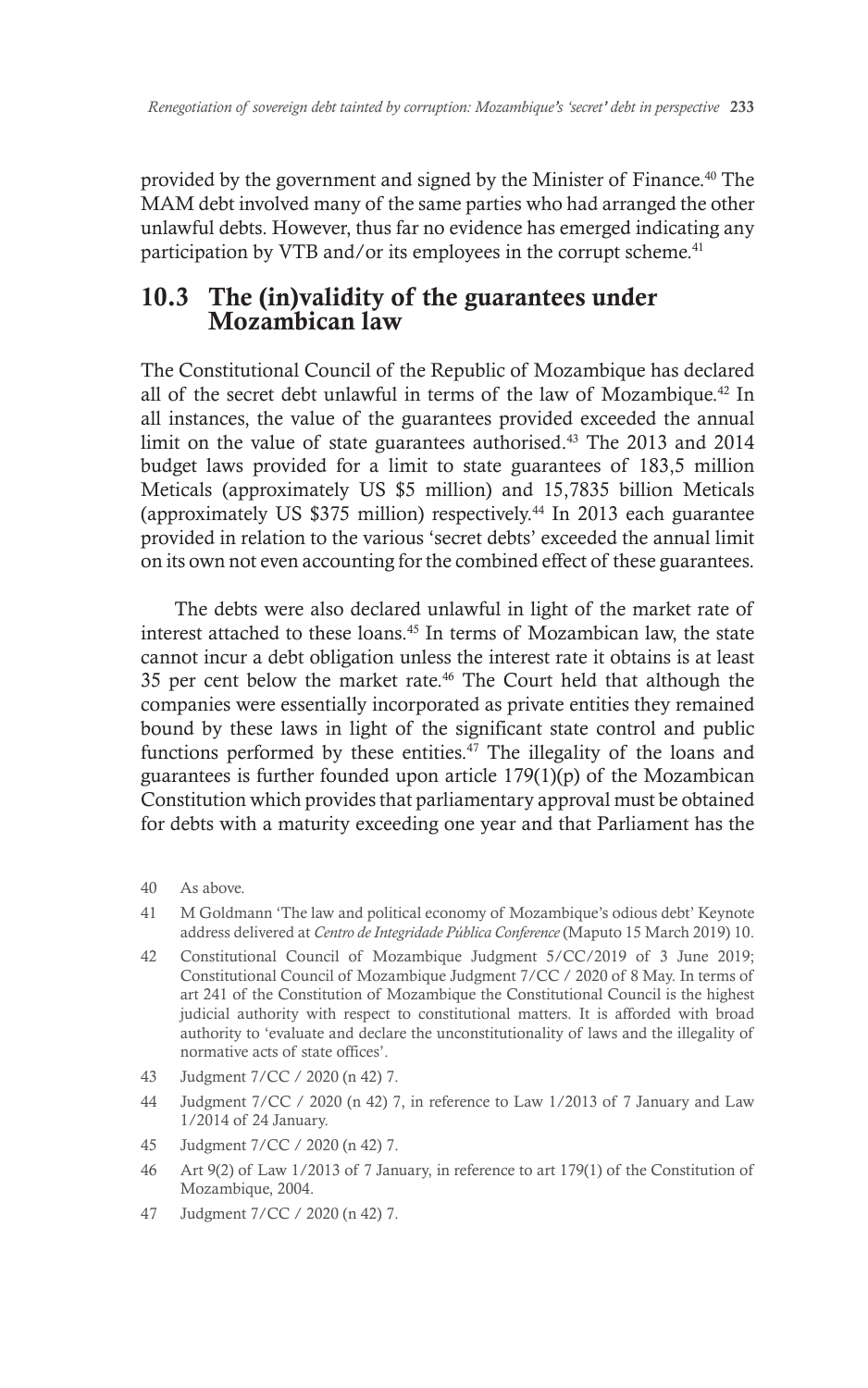provided by the government and signed by the Minister of Finance.[40] The MAM debt involved many of the same parties who had arranged the other unlawful debts. However, thus far no evidence has emerged indicating any participation by VTB and/or its employees in the corrupt scheme.[41]

## 10.3 The (in)validity of the guarantees under Mozambican law

The Constitutional Council of the Republic of Mozambique has declared all of the secret debt unlawful in terms of the law of Mozambique.[42] In all instances, the value of the guarantees provided exceeded the annual limit on the value of state guarantees authorised.[43] The 2013 and 2014 budget laws provided for a limit to state guarantees of 183,5 million Meticals (approximately US $5 million) and 15,7835 billion Meticals (approximately US $375 million) respectively.[44] In 2013 each guarantee provided in relation to the various 'secret debts' exceeded the annual limit on its own not even accounting for the combined effect of these guarantees.

The debts were also declared unlawful in light of the market rate of interest attached to these loans.[45] In terms of Mozambican law, the state cannot incur a debt obligation unless the interest rate it obtains is at least 35 per cent below the market rate.[46] The Court held that although the companies were essentially incorporated as private entities they remained bound by these laws in light of the significant state control and public functions performed by these entities.[47] The illegality of the loans and guarantees is further founded upon article 179(1)(p) of the Mozambican Constitution which provides that parliamentary approval must be obtained for debts with a maturity exceeding one year and that Parliament has the

---

40 As above.

41 M Goldmann 'The law and political economy of Mozambique's odious debt' Keynote address delivered at *Centro de Integridade Pública Conference* (Maputo 15 March 2019) 10.

42 Constitutional Council of Mozambique Judgment 5/CC/2019 of 3 June 2019; Constitutional Council of Mozambique Judgment 7/CC / 2020 of 8 May. In terms of art 241 of the Constitution of Mozambique the Constitutional Council is the highest judicial authority with respect to constitutional matters. It is afforded with broad authority to 'evaluate and declare the unconstitutionality of laws and the illegality of normative acts of state offices'.

43 Judgment 7/CC / 2020 (n 42) 7.

44 Judgment 7/CC / 2020 (n 42) 7, in reference to Law 1/2013 of 7 January and Law 1/2014 of 24 January.

45 Judgment 7/CC / 2020 (n 42) 7.

46 Art 9(2) of Law 1/2013 of 7 January, in reference to art 179(1) of the Constitution of Mozambique, 2004.

47 Judgment 7/CC / 2020 (n 42) 7.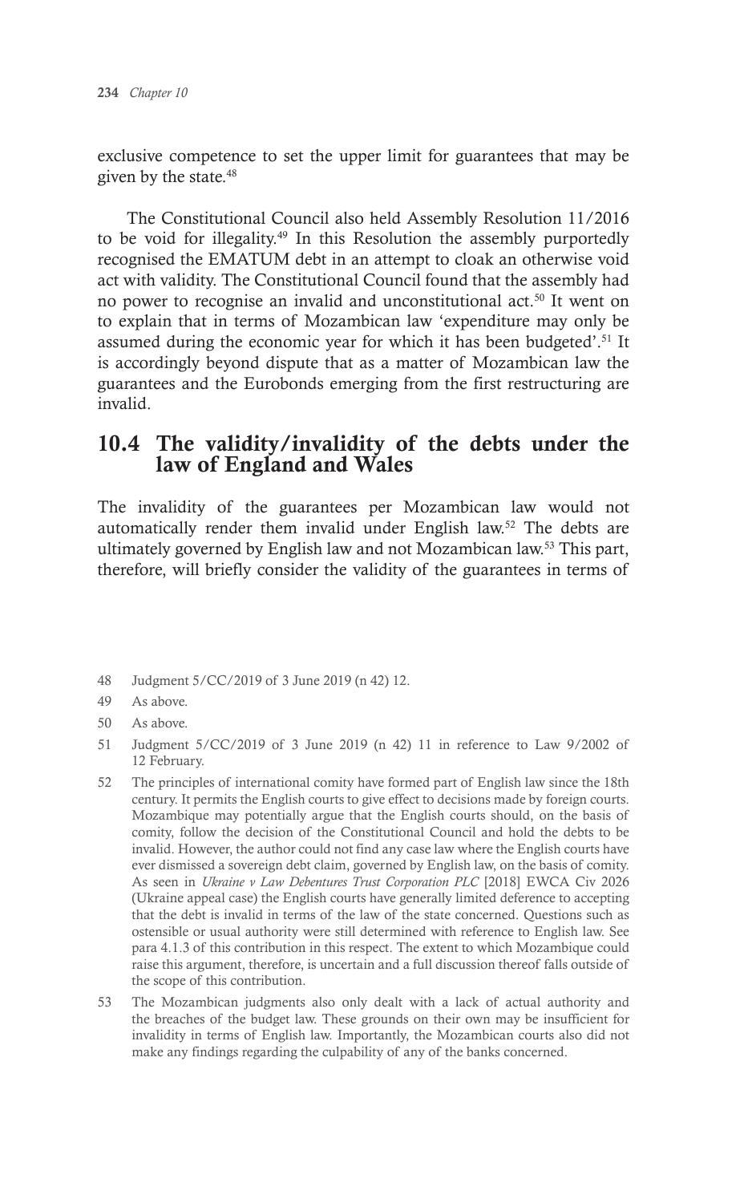exclusive competence to set the upper limit for guarantees that may be given by the state.[48]

The Constitutional Council also held Assembly Resolution 11/2016 to be void for illegality.[49] In this Resolution the assembly purportedly recognised the EMATUM debt in an attempt to cloak an otherwise void act with validity. The Constitutional Council found that the assembly had no power to recognise an invalid and unconstitutional act.[50] It went on to explain that in terms of Mozambican law 'expenditure may only be assumed during the economic year for which it has been budgeted'.[51] It is accordingly beyond dispute that as a matter of Mozambican law the guarantees and the Eurobonds emerging from the first restructuring are invalid.

## 10.4 The validity/invalidity of the debts under the law of England and Wales

The invalidity of the guarantees per Mozambican law would not automatically render them invalid under English law.[52] The debts are ultimately governed by English law and not Mozambican law.[53] This part, therefore, will briefly consider the validity of the guarantees in terms of

---

48 Judgment 5/CC/2019 of 3 June 2019 (n 42) 12.

49 As above.

50 As above.

51 Judgment 5/CC/2019 of 3 June 2019 (n 42) 11 in reference to Law 9/2002 of 12 February.

52 The principles of international comity have formed part of English law since the 18th century. It permits the English courts to give effect to decisions made by foreign courts. Mozambique may potentially argue that the English courts should, on the basis of comity, follow the decision of the Constitutional Council and hold the debts to be invalid. However, the author could not find any case law where the English courts have ever dismissed a sovereign debt claim, governed by English law, on the basis of comity. As seen in *Ukraine v Law Debentures Trust Corporation PLC* [2018] EWCA Civ 2026 (Ukraine appeal case) the English courts have generally limited deference to accepting that the debt is invalid in terms of the law of the state concerned. Questions such as ostensible or usual authority were still determined with reference to English law. See para 4.1.3 of this contribution in this respect. The extent to which Mozambique could raise this argument, therefore, is uncertain and a full discussion thereof falls outside of the scope of this contribution.

53 The Mozambican judgments also only dealt with a lack of actual authority and the breaches of the budget law. These grounds on their own may be insufficient for invalidity in terms of English law. Importantly, the Mozambican courts also did not make any findings regarding the culpability of any of the banks concerned.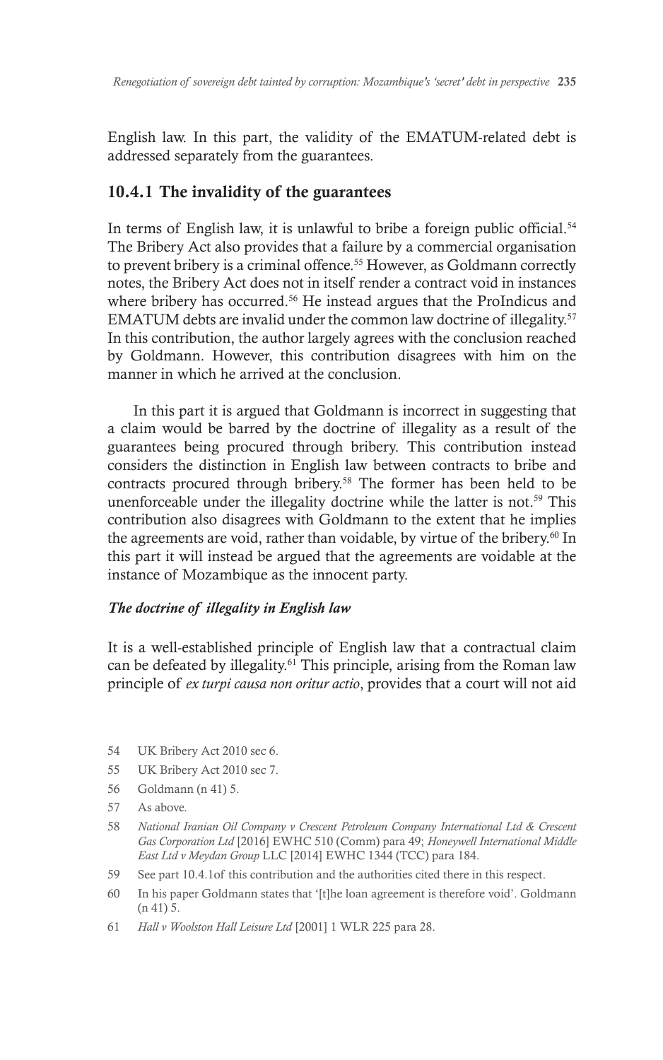English law. In this part, the validity of the EMATUM-related debt is addressed separately from the guarantees.

## 10.4.1 The invalidity of the guarantees

In terms of English law, it is unlawful to bribe a foreign public official.[54] The Bribery Act also provides that a failure by a commercial organisation to prevent bribery is a criminal offence.[55] However, as Goldmann correctly notes, the Bribery Act does not in itself render a contract void in instances where bribery has occurred.[56] He instead argues that the ProIndicus and EMATUM debts are invalid under the common law doctrine of illegality.[57] In this contribution, the author largely agrees with the conclusion reached by Goldmann. However, this contribution disagrees with him on the manner in which he arrived at the conclusion.

In this part it is argued that Goldmann is incorrect in suggesting that a claim would be barred by the doctrine of illegality as a result of the guarantees being procured through bribery. This contribution instead considers the distinction in English law between contracts to bribe and contracts procured through bribery.[58] The former has been held to be unenforceable under the illegality doctrine while the latter is not.[59] This contribution also disagrees with Goldmann to the extent that he implies the agreements are void, rather than voidable, by virtue of the bribery.[60] In this part it will instead be argued that the agreements are voidable at the instance of Mozambique as the innocent party.

### *The doctrine of illegality in English law*

It is a well-established principle of English law that a contractual claim can be defeated by illegality.[61] This principle, arising from the Roman law principle of *ex turpi causa non oritur actio*, provides that a court will not aid

54 UK Bribery Act 2010 sec 6.

55 UK Bribery Act 2010 sec 7.

56 Goldmann (n 41) 5.

57 As above.

58 *National Iranian Oil Company v Crescent Petroleum Company International Ltd & Crescent Gas Corporation Ltd* [2016] EWHC 510 (Comm) para 49; *Honeywell International Middle East Ltd v Meydan Group* LLC [2014] EWHC 1344 (TCC) para 184.

59 See part 10.4.1of this contribution and the authorities cited there in this respect.

60 In his paper Goldmann states that '[t]he loan agreement is therefore void'. Goldmann (n 41) 5.

61 *Hall v Woolston Hall Leisure Ltd* [2001] 1 WLR 225 para 28.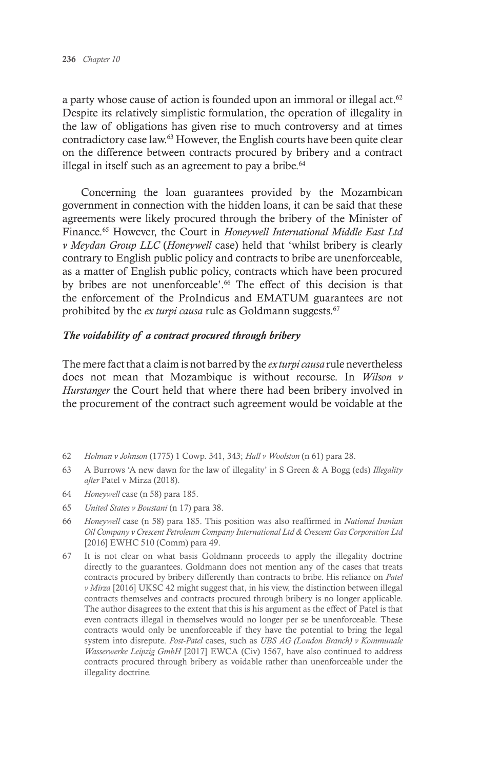a party whose cause of action is founded upon an immoral or illegal act.[62] Despite its relatively simplistic formulation, the operation of illegality in the law of obligations has given rise to much controversy and at times contradictory case law.[63] However, the English courts have been quite clear on the difference between contracts procured by bribery and a contract illegal in itself such as an agreement to pay a bribe.[64]

Concerning the loan guarantees provided by the Mozambican government in connection with the hidden loans, it can be said that these agreements were likely procured through the bribery of the Minister of Finance.[65] However, the Court in *Honeywell International Middle East Ltd v Meydan Group LLC* (*Honeywell* case) held that 'whilst bribery is clearly contrary to English public policy and contracts to bribe are unenforceable, as a matter of English public policy, contracts which have been procured by bribes are not unenforceable'.[66] The effect of this decision is that the enforcement of the ProIndicus and EMATUM guarantees are not prohibited by the *ex turpi causa* rule as Goldmann suggests.[67]

### *The voidability of a contract procured through bribery*

The mere fact that a claim is not barred by the *ex turpi causa* rule nevertheless does not mean that Mozambique is without recourse. In *Wilson v Hurstanger* the Court held that where there had been bribery involved in the procurement of the contract such agreement would be voidable at the

---

62 *Holman v Johnson* (1775) 1 Cowp. 341, 343; *Hall v Woolston* (n 61) para 28.

63 A Burrows 'A new dawn for the law of illegality' in S Green & A Bogg (eds) *Illegality after* Patel v Mirza (2018).

64 *Honeywell* case (n 58) para 185.

65 *United States v Boustani* (n 17) para 38.

66 *Honeywell* case (n 58) para 185. This position was also reaffirmed in *National Iranian Oil Company v Crescent Petroleum Company International Ltd & Crescent Gas Corporation Ltd* [2016] EWHC 510 (Comm) para 49.

67 It is not clear on what basis Goldmann proceeds to apply the illegality doctrine directly to the guarantees. Goldmann does not mention any of the cases that treats contracts procured by bribery differently than contracts to bribe. His reliance on *Patel v Mirza* [2016] UKSC 42 might suggest that, in his view, the distinction between illegal contracts themselves and contracts procured through bribery is no longer applicable. The author disagrees to the extent that this is his argument as the effect of Patel is that even contracts illegal in themselves would no longer per se be unenforceable. These contracts would only be unenforceable if they have the potential to bring the legal system into disrepute. *Post-Patel* cases, such as *UBS AG (London Branch) v Kommunale Wasserwerke Leipzig GmbH* [2017] EWCA (Civ) 1567, have also continued to address contracts procured through bribery as voidable rather than unenforceable under the illegality doctrine.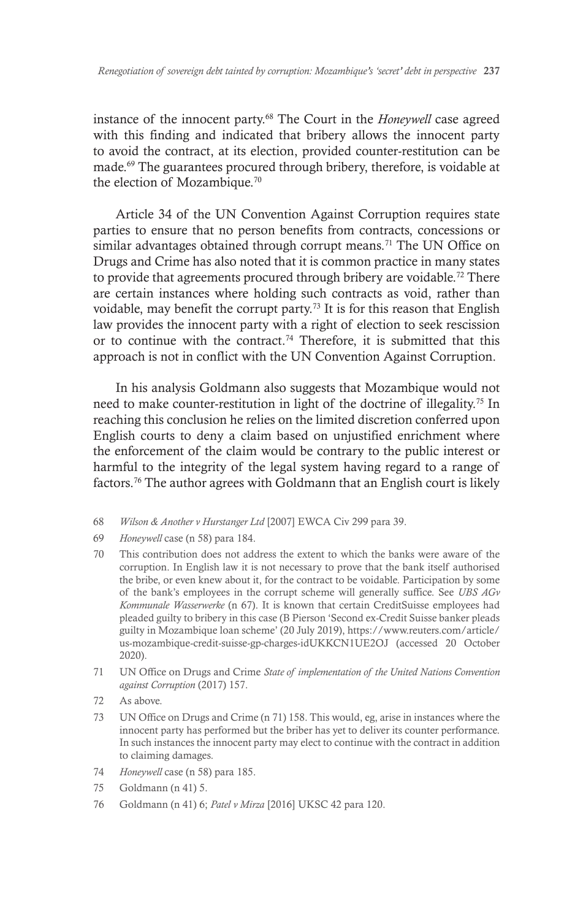instance of the innocent party.[68] The Court in the *Honeywell* case agreed with this finding and indicated that bribery allows the innocent party to avoid the contract, at its election, provided counter-restitution can be made.[69] The guarantees procured through bribery, therefore, is voidable at the election of Mozambique.[70]

Article 34 of the UN Convention Against Corruption requires state parties to ensure that no person benefits from contracts, concessions or similar advantages obtained through corrupt means.[71] The UN Office on Drugs and Crime has also noted that it is common practice in many states to provide that agreements procured through bribery are voidable.[72] There are certain instances where holding such contracts as void, rather than voidable, may benefit the corrupt party.[73] It is for this reason that English law provides the innocent party with a right of election to seek rescission or to continue with the contract.[74] Therefore, it is submitted that this approach is not in conflict with the UN Convention Against Corruption.

In his analysis Goldmann also suggests that Mozambique would not need to make counter-restitution in light of the doctrine of illegality.[75] In reaching this conclusion he relies on the limited discretion conferred upon English courts to deny a claim based on unjustified enrichment where the enforcement of the claim would be contrary to the public interest or harmful to the integrity of the legal system having regard to a range of factors.[76] The author agrees with Goldmann that an English court is likely

68 *Wilson & Another v Hurstanger Ltd* [2007] EWCA Civ 299 para 39.

69 *Honeywell* case (n 58) para 184.

70 This contribution does not address the extent to which the banks were aware of the corruption. In English law it is not necessary to prove that the bank itself authorised the bribe, or even knew about it, for the contract to be voidable. Participation by some of the bank's employees in the corrupt scheme will generally suffice. See *UBS AGv Kommunale Wasserwerke* (n 67). It is known that certain CreditSuisse employees had pleaded guilty to bribery in this case (B Pierson 'Second ex-Credit Suisse banker pleads guilty in Mozambique loan scheme' (20 July 2019), https://www.reuters.com/article/us-mozambique-credit-suisse-gp-charges-idUKKCN1UE2OJ (accessed 20 October 2020).

71 UN Office on Drugs and Crime *State of implementation of the United Nations Convention against Corruption* (2017) 157.

72 As above.

73 UN Office on Drugs and Crime (n 71) 158. This would, eg, arise in instances where the innocent party has performed but the briber has yet to deliver its counter performance. In such instances the innocent party may elect to continue with the contract in addition to claiming damages.

74 *Honeywell* case (n 58) para 185.

75 Goldmann (n 41) 5.

76 Goldmann (n 41) 6; *Patel v Mirza* [2016] UKSC 42 para 120.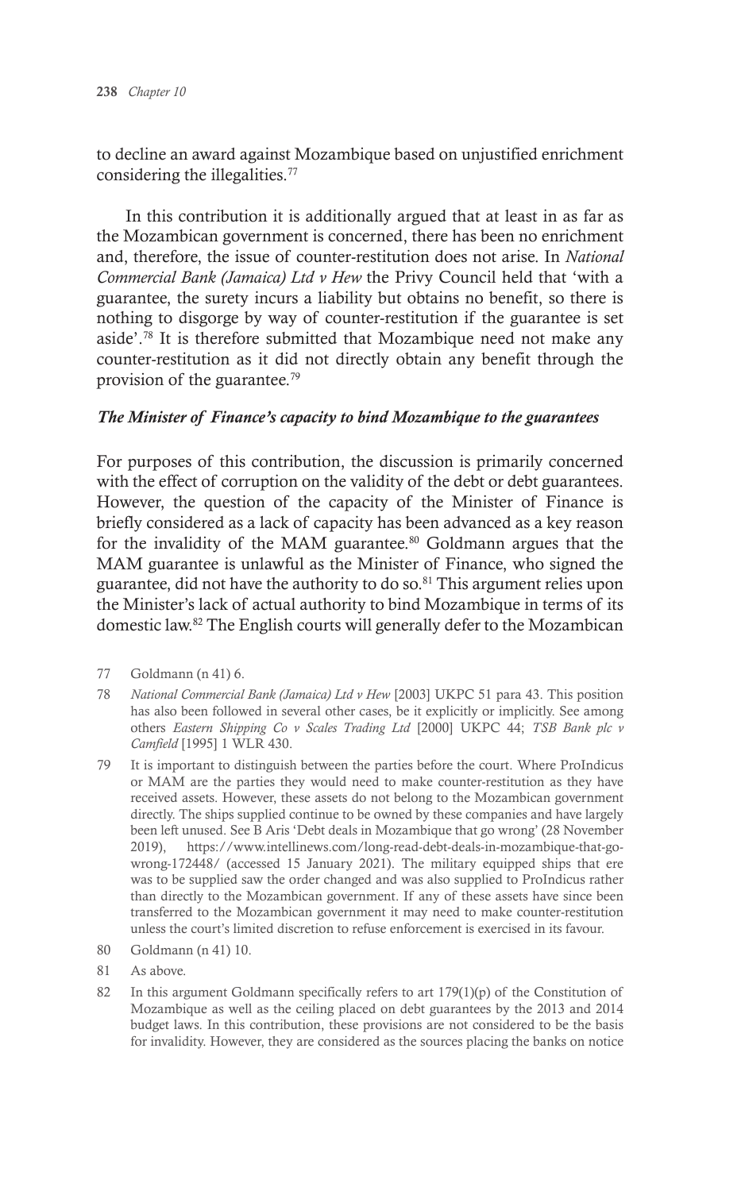to decline an award against Mozambique based on unjustified enrichment considering the illegalities.[77]

In this contribution it is additionally argued that at least in as far as the Mozambican government is concerned, there has been no enrichment and, therefore, the issue of counter-restitution does not arise. In *National Commercial Bank (Jamaica) Ltd v Hew* the Privy Council held that 'with a guarantee, the surety incurs a liability but obtains no benefit, so there is nothing to disgorge by way of counter-restitution if the guarantee is set aside'.[78] It is therefore submitted that Mozambique need not make any counter-restitution as it did not directly obtain any benefit through the provision of the guarantee.[79]

### *The Minister of Finance's capacity to bind Mozambique to the guarantees*

For purposes of this contribution, the discussion is primarily concerned with the effect of corruption on the validity of the debt or debt guarantees. However, the question of the capacity of the Minister of Finance is briefly considered as a lack of capacity has been advanced as a key reason for the invalidity of the MAM guarantee.[80] Goldmann argues that the MAM guarantee is unlawful as the Minister of Finance, who signed the guarantee, did not have the authority to do so.[81] This argument relies upon the Minister's lack of actual authority to bind Mozambique in terms of its domestic law.[82] The English courts will generally defer to the Mozambican

77 Goldmann (n 41) 6.

78 *National Commercial Bank (Jamaica) Ltd v Hew* [2003] UKPC 51 para 43. This position has also been followed in several other cases, be it explicitly or implicitly. See among others *Eastern Shipping Co v Scales Trading Ltd* [2000] UKPC 44; *TSB Bank plc v Camfield* [1995] 1 WLR 430.

79 It is important to distinguish between the parties before the court. Where ProIndicus or MAM are the parties they would need to make counter-restitution as they have received assets. However, these assets do not belong to the Mozambican government directly. The ships supplied continue to be owned by these companies and have largely been left unused. See B Aris 'Debt deals in Mozambique that go wrong' (28 November 2019), https://www.intellinews.com/long-read-debt-deals-in-mozambique-that-go-wrong-172448/ (accessed 15 January 2021). The military equipped ships that ere was to be supplied saw the order changed and was also supplied to ProIndicus rather than directly to the Mozambican government. If any of these assets have since been transferred to the Mozambican government it may need to make counter-restitution unless the court's limited discretion to refuse enforcement is exercised in its favour.

80 Goldmann (n 41) 10.

81 As above.

82 In this argument Goldmann specifically refers to art 179(1)(p) of the Constitution of Mozambique as well as the ceiling placed on debt guarantees by the 2013 and 2014 budget laws. In this contribution, these provisions are not considered to be the basis for invalidity. However, they are considered as the sources placing the banks on notice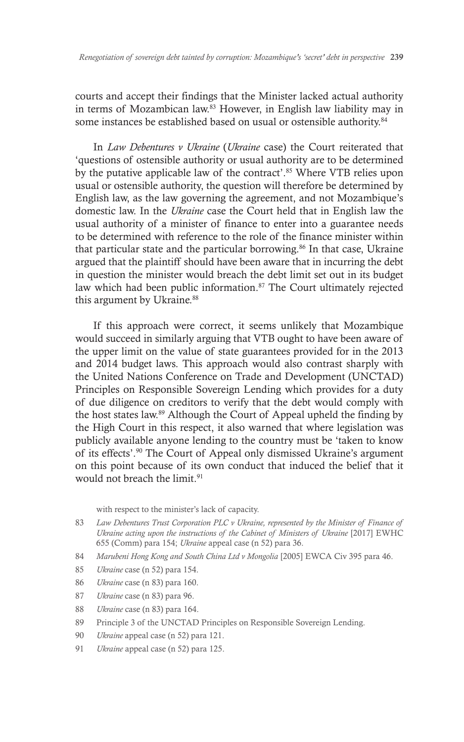courts and accept their findings that the Minister lacked actual authority in terms of Mozambican law.[83] However, in English law liability may in some instances be established based on usual or ostensible authority.[84]

In *Law Debentures v Ukraine* (*Ukraine* case) the Court reiterated that 'questions of ostensible authority or usual authority are to be determined by the putative applicable law of the contract'.[85] Where VTB relies upon usual or ostensible authority, the question will therefore be determined by English law, as the law governing the agreement, and not Mozambique's domestic law. In the *Ukraine* case the Court held that in English law the usual authority of a minister of finance to enter into a guarantee needs to be determined with reference to the role of the finance minister within that particular state and the particular borrowing.[86] In that case, Ukraine argued that the plaintiff should have been aware that in incurring the debt in question the minister would breach the debt limit set out in its budget law which had been public information.[87] The Court ultimately rejected this argument by Ukraine.[88]

If this approach were correct, it seems unlikely that Mozambique would succeed in similarly arguing that VTB ought to have been aware of the upper limit on the value of state guarantees provided for in the 2013 and 2014 budget laws. This approach would also contrast sharply with the United Nations Conference on Trade and Development (UNCTAD) Principles on Responsible Sovereign Lending which provides for a duty of due diligence on creditors to verify that the debt would comply with the host states law.[89] Although the Court of Appeal upheld the finding by the High Court in this respect, it also warned that where legislation was publicly available anyone lending to the country must be 'taken to know of its effects'.[90] The Court of Appeal only dismissed Ukraine's argument on this point because of its own conduct that induced the belief that it would not breach the limit.[91]

with respect to the minister's lack of capacity.

83 *Law Debentures Trust Corporation PLC v Ukraine, represented by the Minister of Finance of Ukraine acting upon the instructions of the Cabinet of Ministers of Ukraine* [2017] EWHC 655 (Comm) para 154; *Ukraine* appeal case (n 52) para 36.

84 *Marubeni Hong Kong and South China Ltd v Mongolia* [2005] EWCA Civ 395 para 46.

85 *Ukraine* case (n 52) para 154.

86 *Ukraine* case (n 83) para 160.

87 *Ukraine* case (n 83) para 96.

88 *Ukraine* case (n 83) para 164.

89 Principle 3 of the UNCTAD Principles on Responsible Sovereign Lending.

90 *Ukraine* appeal case (n 52) para 121.

91 *Ukraine* appeal case (n 52) para 125.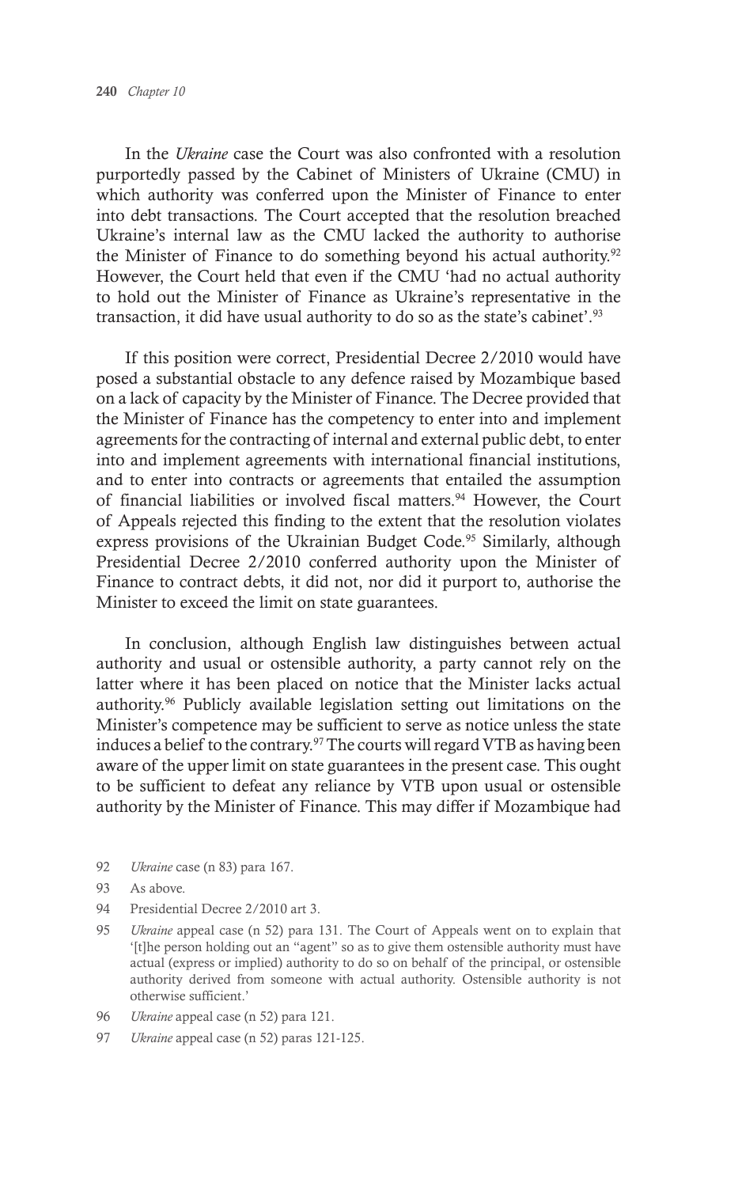In the *Ukraine* case the Court was also confronted with a resolution purportedly passed by the Cabinet of Ministers of Ukraine (CMU) in which authority was conferred upon the Minister of Finance to enter into debt transactions. The Court accepted that the resolution breached Ukraine's internal law as the CMU lacked the authority to authorise the Minister of Finance to do something beyond his actual authority.[92] However, the Court held that even if the CMU 'had no actual authority to hold out the Minister of Finance as Ukraine's representative in the transaction, it did have usual authority to do so as the state's cabinet'.[93]

If this position were correct, Presidential Decree 2/2010 would have posed a substantial obstacle to any defence raised by Mozambique based on a lack of capacity by the Minister of Finance. The Decree provided that the Minister of Finance has the competency to enter into and implement agreements for the contracting of internal and external public debt, to enter into and implement agreements with international financial institutions, and to enter into contracts or agreements that entailed the assumption of financial liabilities or involved fiscal matters.[94] However, the Court of Appeals rejected this finding to the extent that the resolution violates express provisions of the Ukrainian Budget Code.[95] Similarly, although Presidential Decree 2/2010 conferred authority upon the Minister of Finance to contract debts, it did not, nor did it purport to, authorise the Minister to exceed the limit on state guarantees.

In conclusion, although English law distinguishes between actual authority and usual or ostensible authority, a party cannot rely on the latter where it has been placed on notice that the Minister lacks actual authority.[96] Publicly available legislation setting out limitations on the Minister's competence may be sufficient to serve as notice unless the state induces a belief to the contrary.[97] The courts will regard VTB as having been aware of the upper limit on state guarantees in the present case. This ought to be sufficient to defeat any reliance by VTB upon usual or ostensible authority by the Minister of Finance. This may differ if Mozambique had

---

92 *Ukraine* case (n 83) para 167.

93 As above.

94 Presidential Decree 2/2010 art 3.

95 *Ukraine* appeal case (n 52) para 131. The Court of Appeals went on to explain that '[t]he person holding out an "agent" so as to give them ostensible authority must have actual (express or implied) authority to do so on behalf of the principal, or ostensible authority derived from someone with actual authority. Ostensible authority is not otherwise sufficient.'

96 *Ukraine* appeal case (n 52) para 121.

97 *Ukraine* appeal case (n 52) paras 121-125.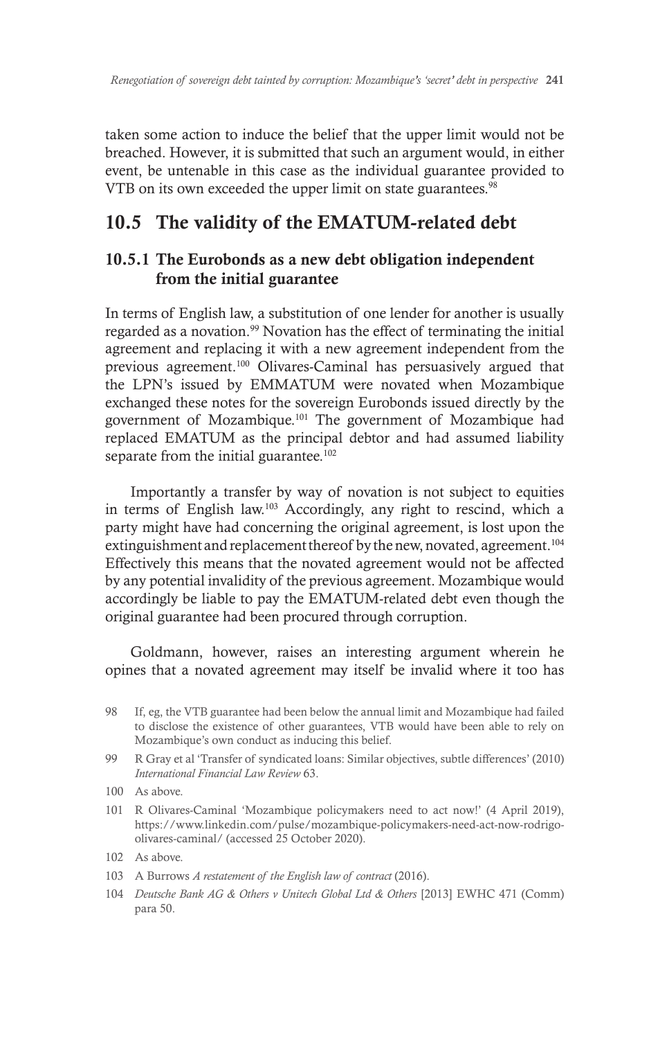taken some action to induce the belief that the upper limit would not be breached. However, it is submitted that such an argument would, in either event, be untenable in this case as the individual guarantee provided to VTB on its own exceeded the upper limit on state guarantees.[98]

## 10.5 The validity of the EMATUM-related debt

### 10.5.1 The Eurobonds as a new debt obligation independent from the initial guarantee

In terms of English law, a substitution of one lender for another is usually regarded as a novation.[99] Novation has the effect of terminating the initial agreement and replacing it with a new agreement independent from the previous agreement.[100] Olivares-Caminal has persuasively argued that the LPN's issued by EMMATUM were novated when Mozambique exchanged these notes for the sovereign Eurobonds issued directly by the government of Mozambique.[101] The government of Mozambique had replaced EMATUM as the principal debtor and had assumed liability separate from the initial guarantee.[102]

Importantly a transfer by way of novation is not subject to equities in terms of English law.[103] Accordingly, any right to rescind, which a party might have had concerning the original agreement, is lost upon the extinguishment and replacement thereof by the new, novated, agreement.[104] Effectively this means that the novated agreement would not be affected by any potential invalidity of the previous agreement. Mozambique would accordingly be liable to pay the EMATUM-related debt even though the original guarantee had been procured through corruption.

Goldmann, however, raises an interesting argument wherein he opines that a novated agreement may itself be invalid where it too has

---

98 If, eg, the VTB guarantee had been below the annual limit and Mozambique had failed to disclose the existence of other guarantees, VTB would have been able to rely on Mozambique's own conduct as inducing this belief.

99 R Gray et al 'Transfer of syndicated loans: Similar objectives, subtle differences' (2010) *International Financial Law Review* 63.

100 As above.

101 R Olivares-Caminal 'Mozambique policymakers need to act now!' (4 April 2019), https://www.linkedin.com/pulse/mozambique-policymakers-need-act-now-rodrigo-olivares-caminal/ (accessed 25 October 2020).

102 As above.

103 A Burrows *A restatement of the English law of contract* (2016).

104 *Deutsche Bank AG & Others v Unitech Global Ltd & Others* [2013] EWHC 471 (Comm) para 50.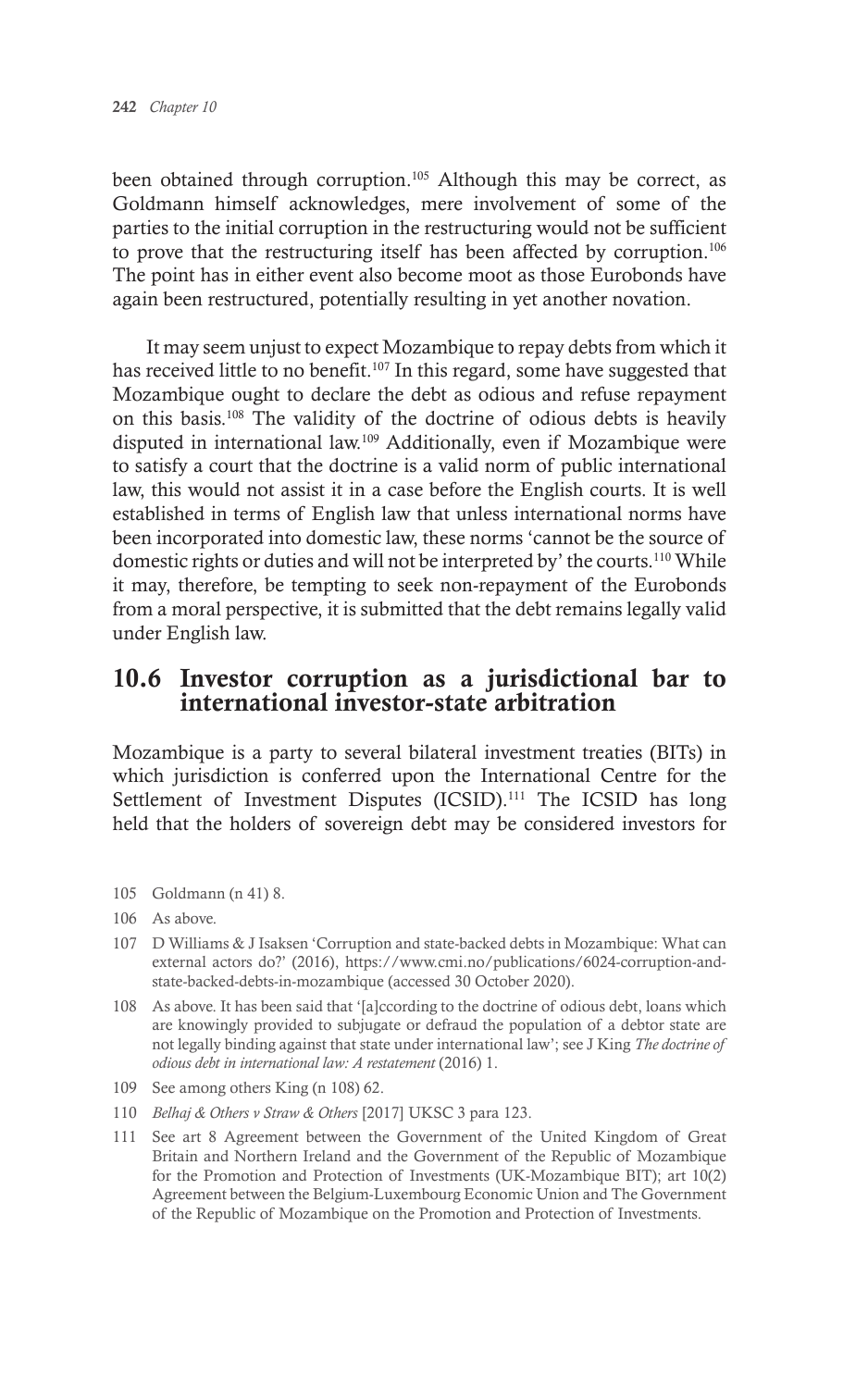been obtained through corruption.[105] Although this may be correct, as Goldmann himself acknowledges, mere involvement of some of the parties to the initial corruption in the restructuring would not be sufficient to prove that the restructuring itself has been affected by corruption.[106] The point has in either event also become moot as those Eurobonds have again been restructured, potentially resulting in yet another novation.

It may seem unjust to expect Mozambique to repay debts from which it has received little to no benefit.[107] In this regard, some have suggested that Mozambique ought to declare the debt as odious and refuse repayment on this basis.[108] The validity of the doctrine of odious debts is heavily disputed in international law.[109] Additionally, even if Mozambique were to satisfy a court that the doctrine is a valid norm of public international law, this would not assist it in a case before the English courts. It is well established in terms of English law that unless international norms have been incorporated into domestic law, these norms 'cannot be the source of domestic rights or duties and will not be interpreted by' the courts.[110] While it may, therefore, be tempting to seek non-repayment of the Eurobonds from a moral perspective, it is submitted that the debt remains legally valid under English law.

## 10.6 Investor corruption as a jurisdictional bar to international investor-state arbitration

Mozambique is a party to several bilateral investment treaties (BITs) in which jurisdiction is conferred upon the International Centre for the Settlement of Investment Disputes (ICSID).[111] The ICSID has long held that the holders of sovereign debt may be considered investors for

---

105 Goldmann (n 41) 8.

106 As above.

107 D Williams & J Isaksen 'Corruption and state-backed debts in Mozambique: What can external actors do?' (2016), https://www.cmi.no/publications/6024-corruption-and-state-backed-debts-in-mozambique (accessed 30 October 2020).

108 As above. It has been said that '[a]ccording to the doctrine of odious debt, loans which are knowingly provided to subjugate or defraud the population of a debtor state are not legally binding against that state under international law'; see J King *The doctrine of odious debt in international law: A restatement* (2016) 1.

109 See among others King (n 108) 62.

110 *Belhaj & Others v Straw & Others* [2017] UKSC 3 para 123.

111 See art 8 Agreement between the Government of the United Kingdom of Great Britain and Northern Ireland and the Government of the Republic of Mozambique for the Promotion and Protection of Investments (UK-Mozambique BIT); art 10(2) Agreement between the Belgium-Luxembourg Economic Union and The Government of the Republic of Mozambique on the Promotion and Protection of Investments.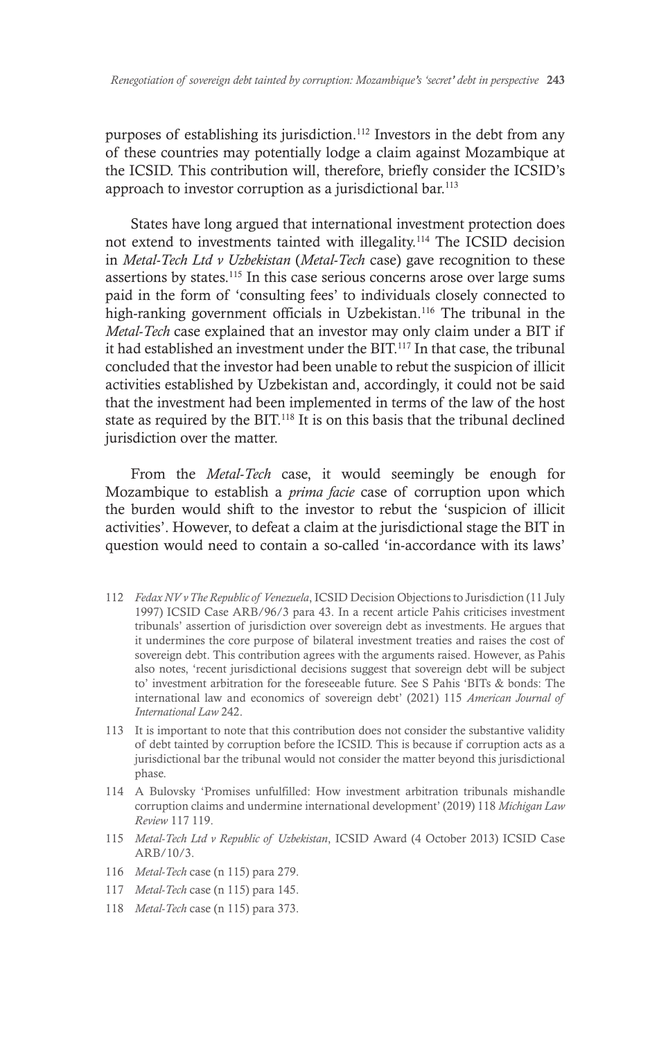purposes of establishing its jurisdiction.[112] Investors in the debt from any of these countries may potentially lodge a claim against Mozambique at the ICSID. This contribution will, therefore, briefly consider the ICSID's approach to investor corruption as a jurisdictional bar.[113]

States have long argued that international investment protection does not extend to investments tainted with illegality.[114] The ICSID decision in *Metal-Tech Ltd v Uzbekistan* (*Metal-Tech* case) gave recognition to these assertions by states.[115] In this case serious concerns arose over large sums paid in the form of 'consulting fees' to individuals closely connected to high-ranking government officials in Uzbekistan.[116] The tribunal in the *Metal-Tech* case explained that an investor may only claim under a BIT if it had established an investment under the BIT.[117] In that case, the tribunal concluded that the investor had been unable to rebut the suspicion of illicit activities established by Uzbekistan and, accordingly, it could not be said that the investment had been implemented in terms of the law of the host state as required by the BIT.[118] It is on this basis that the tribunal declined jurisdiction over the matter.

From the *Metal-Tech* case, it would seemingly be enough for Mozambique to establish a *prima facie* case of corruption upon which the burden would shift to the investor to rebut the 'suspicion of illicit activities'. However, to defeat a claim at the jurisdictional stage the BIT in question would need to contain a so-called 'in-accordance with its laws'

112 *Fedax NV v The Republic of Venezuela*, ICSID Decision Objections to Jurisdiction (11 July 1997) ICSID Case ARB/96/3 para 43. In a recent article Pahis criticises investment tribunals' assertion of jurisdiction over sovereign debt as investments. He argues that it undermines the core purpose of bilateral investment treaties and raises the cost of sovereign debt. This contribution agrees with the arguments raised. However, as Pahis also notes, 'recent jurisdictional decisions suggest that sovereign debt will be subject to' investment arbitration for the foreseeable future. See S Pahis 'BITs & bonds: The international law and economics of sovereign debt' (2021) 115 *American Journal of International Law* 242.

113 It is important to note that this contribution does not consider the substantive validity of debt tainted by corruption before the ICSID. This is because if corruption acts as a jurisdictional bar the tribunal would not consider the matter beyond this jurisdictional phase.

114 A Bulovsky 'Promises unfulfilled: How investment arbitration tribunals mishandle corruption claims and undermine international development' (2019) 118 *Michigan Law Review* 117 119.

115 *Metal-Tech Ltd v Republic of Uzbekistan*, ICSID Award (4 October 2013) ICSID Case ARB/10/3.

116 *Metal-Tech* case (n 115) para 279.

117 *Metal-Tech* case (n 115) para 145.

118 *Metal-Tech* case (n 115) para 373.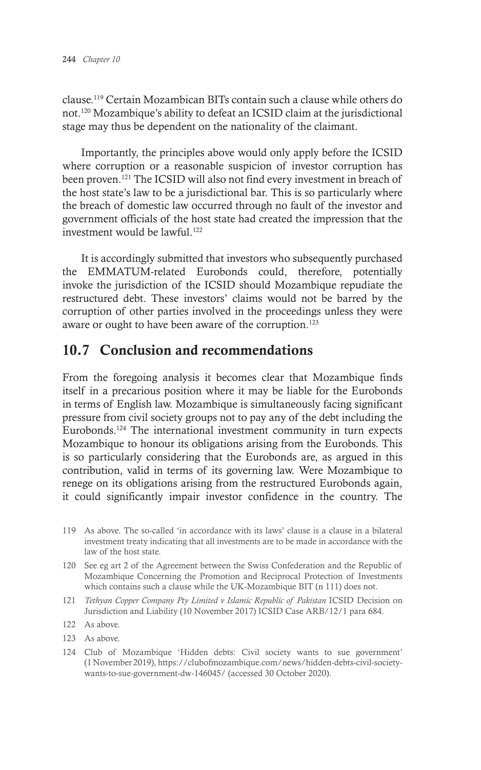clause.[119] Certain Mozambican BITs contain such a clause while others do not.[120] Mozambique's ability to defeat an ICSID claim at the jurisdictional stage may thus be dependent on the nationality of the claimant.

Importantly, the principles above would only apply before the ICSID where corruption or a reasonable suspicion of investor corruption has been proven.[121] The ICSID will also not find every investment in breach of the host state's law to be a jurisdictional bar. This is so particularly where the breach of domestic law occurred through no fault of the investor and government officials of the host state had created the impression that the investment would be lawful.[122]

It is accordingly submitted that investors who subsequently purchased the EMMATUM-related Eurobonds could, therefore, potentially invoke the jurisdiction of the ICSID should Mozambique repudiate the restructured debt. These investors' claims would not be barred by the corruption of other parties involved in the proceedings unless they were aware or ought to have been aware of the corruption.[123]

## 10.7 Conclusion and recommendations

From the foregoing analysis it becomes clear that Mozambique finds itself in a precarious position where it may be liable for the Eurobonds in terms of English law. Mozambique is simultaneously facing significant pressure from civil society groups not to pay any of the debt including the Eurobonds.[124] The international investment community in turn expects Mozambique to honour its obligations arising from the Eurobonds. This is so particularly considering that the Eurobonds are, as argued in this contribution, valid in terms of its governing law. Were Mozambique to renege on its obligations arising from the restructured Eurobonds again, it could significantly impair investor confidence in the country. The

119 As above. The so-called 'in accordance with its laws' clause is a clause in a bilateral investment treaty indicating that all investments are to be made in accordance with the law of the host state.

120 See eg art 2 of the Agreement between the Swiss Confederation and the Republic of Mozambique Concerning the Promotion and Reciprocal Protection of Investments which contains such a clause while the UK-Mozambique BIT (n 111) does not.

121 *Tethyan Copper Company Pty Limited v Islamic Republic of Pakistan* ICSID Decision on Jurisdiction and Liability (10 November 2017) ICSID Case ARB/12/1 para 684.

122 As above.

123 As above.

124 Club of Mozambique 'Hidden debts: Civil society wants to sue government' (1 November 2019), https://clubofmozambique.com/news/hidden-debts-civil-society-wants-to-sue-government-dw-146045/ (accessed 30 October 2020).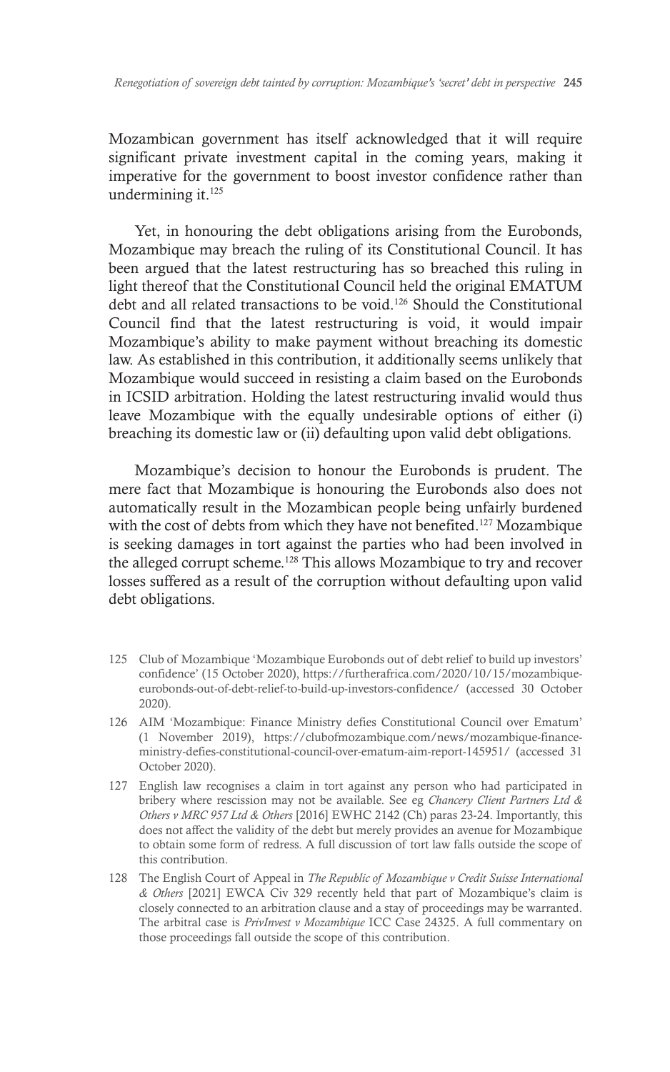Mozambican government has itself acknowledged that it will require significant private investment capital in the coming years, making it imperative for the government to boost investor confidence rather than undermining it.[125]

Yet, in honouring the debt obligations arising from the Eurobonds, Mozambique may breach the ruling of its Constitutional Council. It has been argued that the latest restructuring has so breached this ruling in light thereof that the Constitutional Council held the original EMATUM debt and all related transactions to be void.[126] Should the Constitutional Council find that the latest restructuring is void, it would impair Mozambique's ability to make payment without breaching its domestic law. As established in this contribution, it additionally seems unlikely that Mozambique would succeed in resisting a claim based on the Eurobonds in ICSID arbitration. Holding the latest restructuring invalid would thus leave Mozambique with the equally undesirable options of either (i) breaching its domestic law or (ii) defaulting upon valid debt obligations.

Mozambique's decision to honour the Eurobonds is prudent. The mere fact that Mozambique is honouring the Eurobonds also does not automatically result in the Mozambican people being unfairly burdened with the cost of debts from which they have not benefited.[127] Mozambique is seeking damages in tort against the parties who had been involved in the alleged corrupt scheme.[128] This allows Mozambique to try and recover losses suffered as a result of the corruption without defaulting upon valid debt obligations.

---

125 Club of Mozambique 'Mozambique Eurobonds out of debt relief to build up investors' confidence' (15 October 2020), https://furtherafrica.com/2020/10/15/mozambique-eurobonds-out-of-debt-relief-to-build-up-investors-confidence/ (accessed 30 October 2020).

126 AIM 'Mozambique: Finance Ministry defies Constitutional Council over Ematum' (1 November 2019), https://clubofmozambique.com/news/mozambique-finance-ministry-defies-constitutional-council-over-ematum-aim-report-145951/ (accessed 31 October 2020).

127 English law recognises a claim in tort against any person who had participated in bribery where rescission may not be available. See eg *Chancery Client Partners Ltd & Others v MRC 957 Ltd & Others* [2016] EWHC 2142 (Ch) paras 23-24. Importantly, this does not affect the validity of the debt but merely provides an avenue for Mozambique to obtain some form of redress. A full discussion of tort law falls outside the scope of this contribution.

128 The English Court of Appeal in *The Republic of Mozambique v Credit Suisse International & Others* [2021] EWCA Civ 329 recently held that part of Mozambique's claim is closely connected to an arbitration clause and a stay of proceedings may be warranted. The arbitral case is *PrivInvest v Mozambique* ICC Case 24325. A full commentary on those proceedings fall outside the scope of this contribution.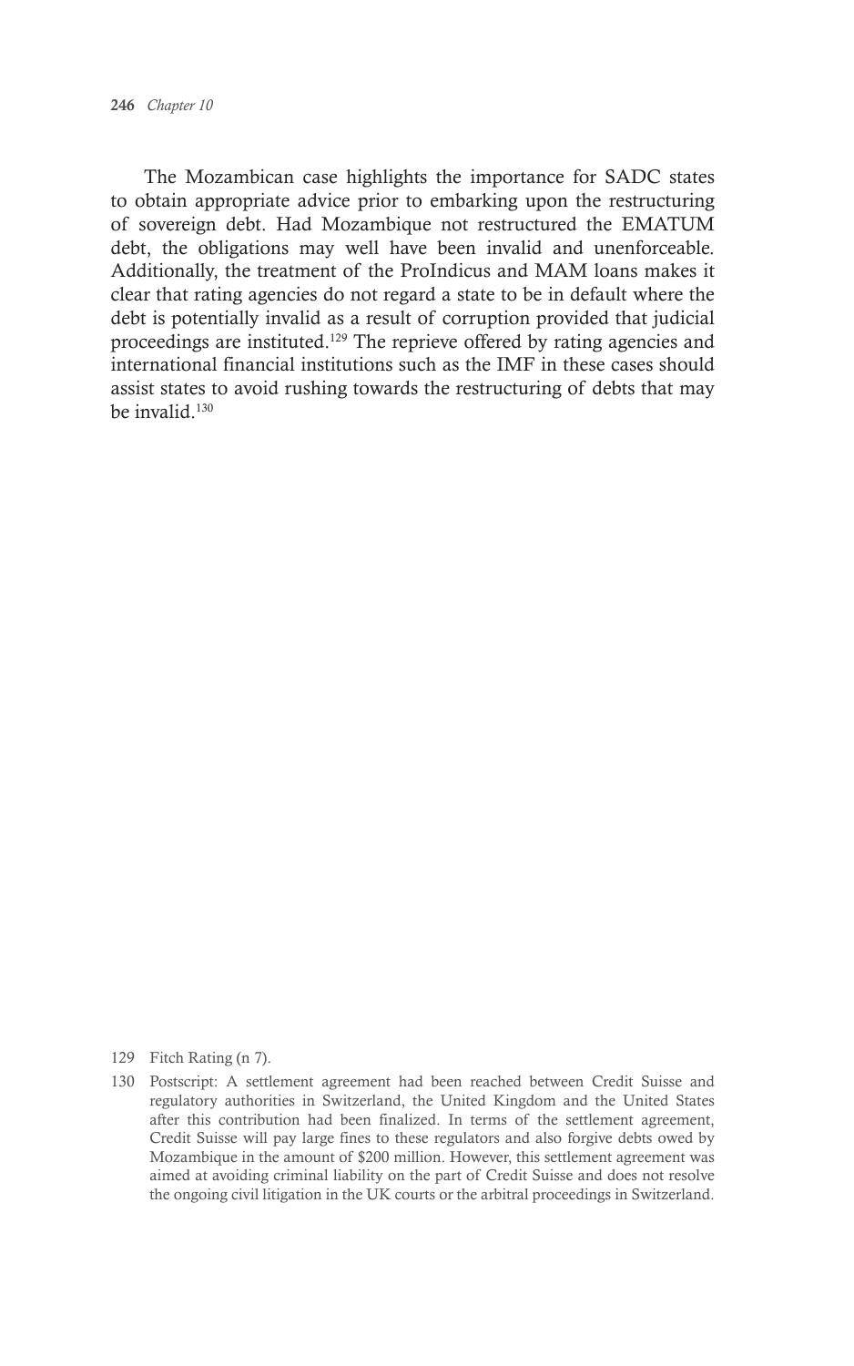The Mozambican case highlights the importance for SADC states to obtain appropriate advice prior to embarking upon the restructuring of sovereign debt. Had Mozambique not restructured the EMATUM debt, the obligations may well have been invalid and unenforceable. Additionally, the treatment of the ProIndicus and MAM loans makes it clear that rating agencies do not regard a state to be in default where the debt is potentially invalid as a result of corruption provided that judicial proceedings are instituted.[129] The reprieve offered by rating agencies and international financial institutions such as the IMF in these cases should assist states to avoid rushing towards the restructuring of debts that may be invalid.[130]

129 Fitch Rating (n 7).

130 Postscript: A settlement agreement had been reached between Credit Suisse and regulatory authorities in Switzerland, the United Kingdom and the United States after this contribution had been finalized. In terms of the settlement agreement, Credit Suisse will pay large fines to these regulators and also forgive debts owed by Mozambique in the amount of $200 million. However, this settlement agreement was aimed at avoiding criminal liability on the part of Credit Suisse and does not resolve the ongoing civil litigation in the UK courts or the arbitral proceedings in Switzerland.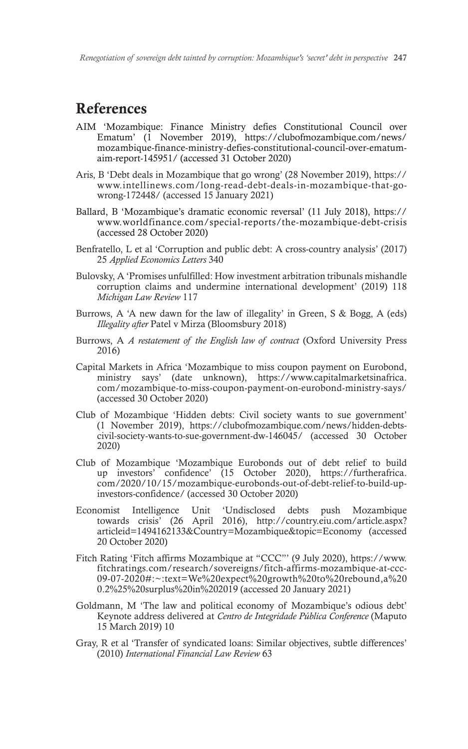## References

AIM 'Mozambique: Finance Ministry defies Constitutional Council over Ematum' (1 November 2019), https://clubofmozambique.com/news/mozambique-finance-ministry-defies-constitutional-council-over-ematum-aim-report-145951/ (accessed 31 October 2020)

Aris, B 'Debt deals in Mozambique that go wrong' (28 November 2019), https://www.intellinews.com/long-read-debt-deals-in-mozambique-that-go-wrong-172448/ (accessed 15 January 2021)

Ballard, B 'Mozambique's dramatic economic reversal' (11 July 2018), https://www.worldfinance.com/special-reports/the-mozambique-debt-crisis (accessed 28 October 2020)

Benfratello, L et al 'Corruption and public debt: A cross-country analysis' (2017) 25 *Applied Economics Letters* 340

Bulovsky, A 'Promises unfulfilled: How investment arbitration tribunals mishandle corruption claims and undermine international development' (2019) 118 *Michigan Law Review* 117

Burrows, A 'A new dawn for the law of illegality' in Green, S & Bogg, A (eds) *Illegality after* Patel v Mirza (Bloomsbury 2018)

Burrows, A *A restatement of the English law of contract* (Oxford University Press 2016)

Capital Markets in Africa 'Mozambique to miss coupon payment on Eurobond, ministry says' (date unknown), https://www.capitalmarketsinafrica.com/mozambique-to-miss-coupon-payment-on-eurobond-ministry-says/ (accessed 30 October 2020)

Club of Mozambique 'Hidden debts: Civil society wants to sue government' (1 November 2019), https://clubofmozambique.com/news/hidden-debts-civil-society-wants-to-sue-government-dw-146045/ (accessed 30 October 2020)

Club of Mozambique 'Mozambique Eurobonds out of debt relief to build up investors' confidence' (15 October 2020), https://furtherafrica.com/2020/10/15/mozambique-eurobonds-out-of-debt-relief-to-build-up-investors-confidence/ (accessed 30 October 2020)

Economist Intelligence Unit 'Undisclosed debts push Mozambique towards crisis' (26 April 2016), http://country.eiu.com/article.aspx?articleid=1494162133&Country=Mozambique&topic=Economy (accessed 20 October 2020)

Fitch Rating 'Fitch affirms Mozambique at "CCC"' (9 July 2020), https://www.fitchratings.com/research/sovereigns/fitch-affirms-mozambique-at-ccc-09-07-2020#:~:text=We%20expect%20growth%20to%20rebound,a%200.2%25%20surplus%20in%202019 (accessed 20 January 2021)

Goldmann, M 'The law and political economy of Mozambique's odious debt' Keynote address delivered at *Centro de Integridade Pública Conference* (Maputo 15 March 2019) 10

Gray, R et al 'Transfer of syndicated loans: Similar objectives, subtle differences' (2010) *International Financial Law Review* 63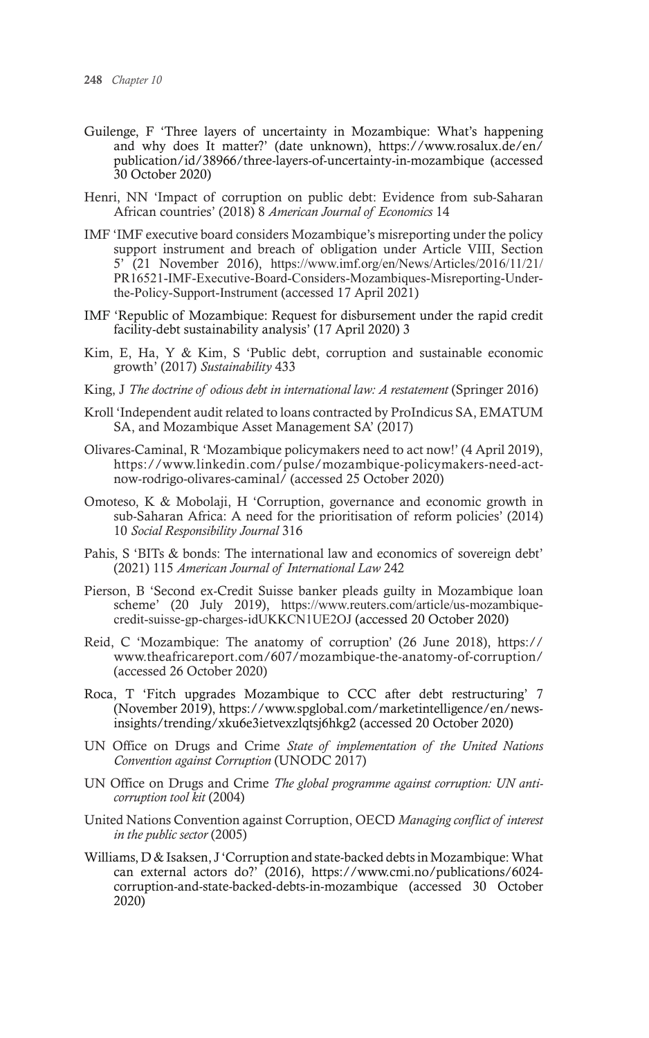Guilenge, F 'Three layers of uncertainty in Mozambique: What's happening and why does It matter?' (date unknown), https://www.rosalux.de/en/publication/id/38966/three-layers-of-uncertainty-in-mozambique (accessed 30 October 2020)

Henri, NN 'Impact of corruption on public debt: Evidence from sub-Saharan African countries' (2018) 8 *American Journal of Economics* 14

IMF 'IMF executive board considers Mozambique's misreporting under the policy support instrument and breach of obligation under Article VIII, Section 5' (21 November 2016), https://www.imf.org/en/News/Articles/2016/11/21/PR16521-IMF-Executive-Board-Considers-Mozambiques-Misreporting-Under-the-Policy-Support-Instrument (accessed 17 April 2021)

IMF 'Republic of Mozambique: Request for disbursement under the rapid credit facility-debt sustainability analysis' (17 April 2020) 3

Kim, E, Ha, Y & Kim, S 'Public debt, corruption and sustainable economic growth' (2017) *Sustainability* 433

King, J *The doctrine of odious debt in international law: A restatement* (Springer 2016)

Kroll 'Independent audit related to loans contracted by ProIndicus SA, EMATUM SA, and Mozambique Asset Management SA' (2017)

Olivares-Caminal, R 'Mozambique policymakers need to act now!' (4 April 2019), https://www.linkedin.com/pulse/mozambique-policymakers-need-act-now-rodrigo-olivares-caminal/ (accessed 25 October 2020)

Omoteso, K & Mobolaji, H 'Corruption, governance and economic growth in sub-Saharan Africa: A need for the prioritisation of reform policies' (2014) 10 *Social Responsibility Journal* 316

Pahis, S 'BITs & bonds: The international law and economics of sovereign debt' (2021) 115 *American Journal of International Law* 242

Pierson, B 'Second ex-Credit Suisse banker pleads guilty in Mozambique loan scheme' (20 July 2019), https://www.reuters.com/article/us-mozambique-credit-suisse-gp-charges-idUKKCN1UE2OJ (accessed 20 October 2020)

Reid, C 'Mozambique: The anatomy of corruption' (26 June 2018), https://www.theafricareport.com/607/mozambique-the-anatomy-of-corruption/ (accessed 26 October 2020)

Roca, T 'Fitch upgrades Mozambique to CCC after debt restructuring' 7 (November 2019), https://www.spglobal.com/marketintelligence/en/news-insights/trending/xku6e3ietvexzlqtsj6hkg2 (accessed 20 October 2020)

UN Office on Drugs and Crime *State of implementation of the United Nations Convention against Corruption* (UNODC 2017)

UN Office on Drugs and Crime *The global programme against corruption: UN anti-corruption tool kit* (2004)

United Nations Convention against Corruption, OECD *Managing conflict of interest in the public sector* (2005)

Williams, D & Isaksen, J 'Corruption and state-backed debts in Mozambique: What can external actors do?' (2016), https://www.cmi.no/publications/6024-corruption-and-state-backed-debts-in-mozambique (accessed 30 October 2020)